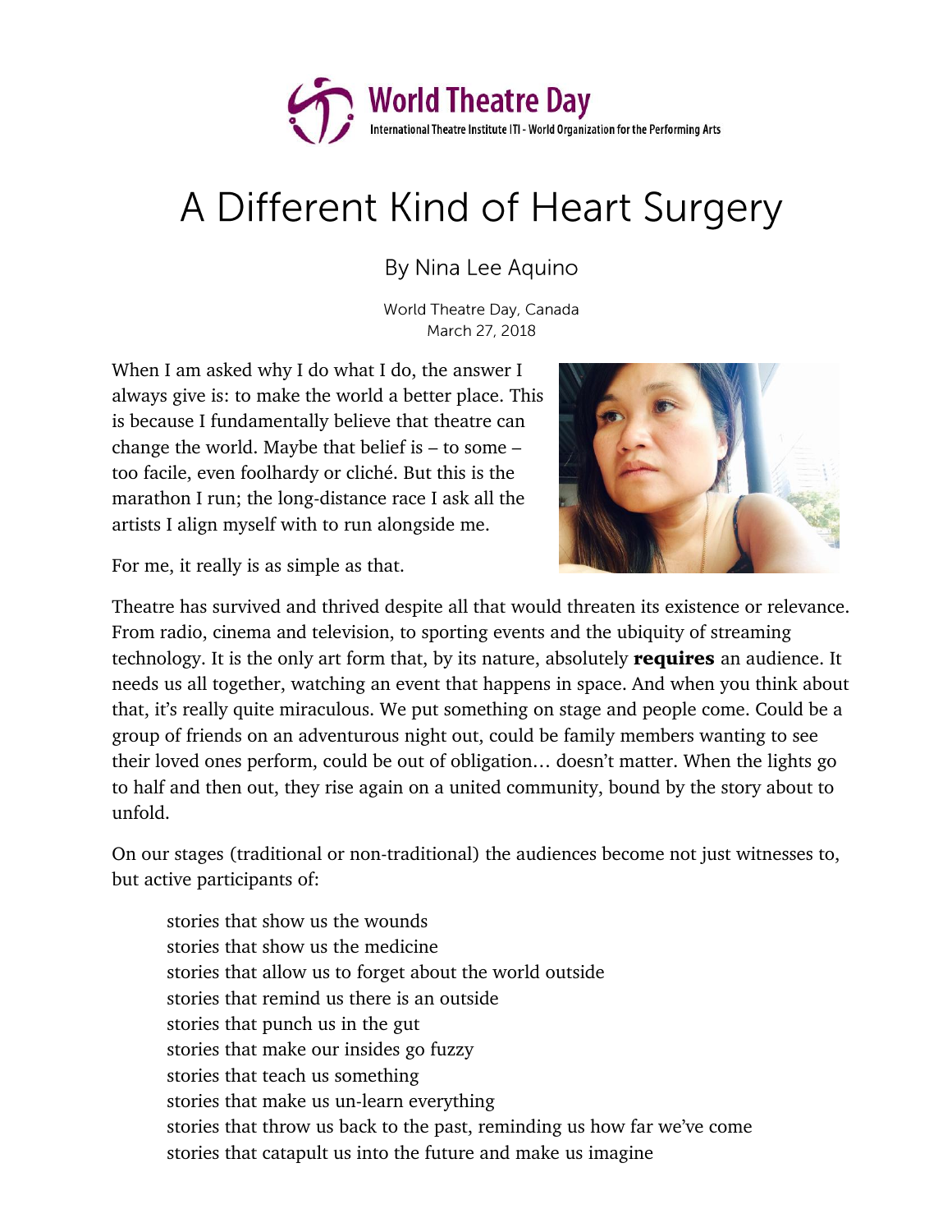World Theatre Day

International Theatre Institute ITI - World Organization for the Performing Arts

# A Different Kind of Heart Surgery

By Nina Lee Aquino

World Theatre Day, Canada
March 27, 2018

When I am asked why I do what I do, the answer I always give is: to make the world a better place. This is because I fundamentally believe that theatre can change the world. Maybe that belief is – to some – too facile, even foolhardy or cliché. But this is the marathon I run; the long-distance race I ask all the artists I align myself with to run alongside me.

For me, it really is as simple as that.

Theatre has survived and thrived despite all that would threaten its existence or relevance. From radio, cinema and television, to sporting events and the ubiquity of streaming technology. It is the only art form that, by its nature, absolutely **requires** an audience. It needs us all together, watching an event that happens in space. And when you think about that, it's really quite miraculous. We put something on stage and people come. Could be a group of friends on an adventurous night out, could be family members wanting to see their loved ones perform, could be out of obligation… doesn't matter. When the lights go to half and then out, they rise again on a united community, bound by the story about to unfold.

On our stages (traditional or non-traditional) the audiences become not just witnesses to, but active participants of:

stories that show us the wounds
stories that show us the medicine
stories that allow us to forget about the world outside
stories that remind us there is an outside
stories that punch us in the gut
stories that make our insides go fuzzy
stories that teach us something
stories that make us un-learn everything
stories that throw us back to the past, reminding us how far we've come
stories that catapult us into the future and make us imagine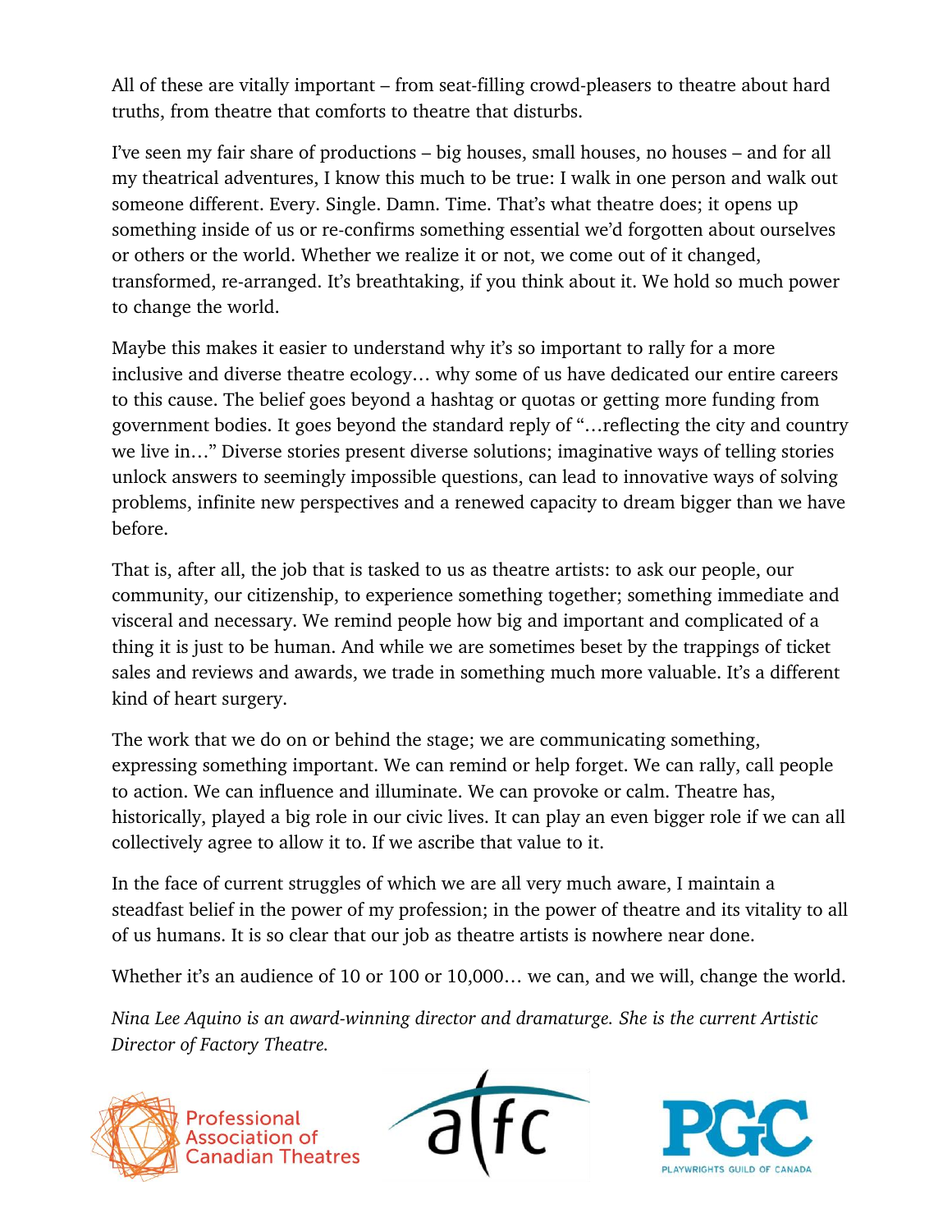All of these are vitally important – from seat-filling crowd-pleasers to theatre about hard truths, from theatre that comforts to theatre that disturbs.

I've seen my fair share of productions – big houses, small houses, no houses – and for all my theatrical adventures, I know this much to be true: I walk in one person and walk out someone different. Every. Single. Damn. Time. That's what theatre does; it opens up something inside of us or re-confirms something essential we'd forgotten about ourselves or others or the world. Whether we realize it or not, we come out of it changed, transformed, re-arranged. It's breathtaking, if you think about it. We hold so much power to change the world.

Maybe this makes it easier to understand why it's so important to rally for a more inclusive and diverse theatre ecology… why some of us have dedicated our entire careers to this cause. The belief goes beyond a hashtag or quotas or getting more funding from government bodies. It goes beyond the standard reply of "…reflecting the city and country we live in…" Diverse stories present diverse solutions; imaginative ways of telling stories unlock answers to seemingly impossible questions, can lead to innovative ways of solving problems, infinite new perspectives and a renewed capacity to dream bigger than we have before.

That is, after all, the job that is tasked to us as theatre artists: to ask our people, our community, our citizenship, to experience something together; something immediate and visceral and necessary. We remind people how big and important and complicated of a thing it is just to be human. And while we are sometimes beset by the trappings of ticket sales and reviews and awards, we trade in something much more valuable. It's a different kind of heart surgery.

The work that we do on or behind the stage; we are communicating something, expressing something important. We can remind or help forget. We can rally, call people to action. We can influence and illuminate. We can provoke or calm. Theatre has, historically, played a big role in our civic lives. It can play an even bigger role if we can all collectively agree to allow it to. If we ascribe that value to it.

In the face of current struggles of which we are all very much aware, I maintain a steadfast belief in the power of my profession; in the power of theatre and its vitality to all of us humans. It is so clear that our job as theatre artists is nowhere near done.

Whether it's an audience of 10 or 100 or 10,000… we can, and we will, change the world.

*Nina Lee Aquino is an award-winning director and dramaturge. She is the current Artistic Director of Factory Theatre.*

Professional Association of Canadian Theatres

afc

PGC
PLAYWRIGHTS GUILD OF CANADA